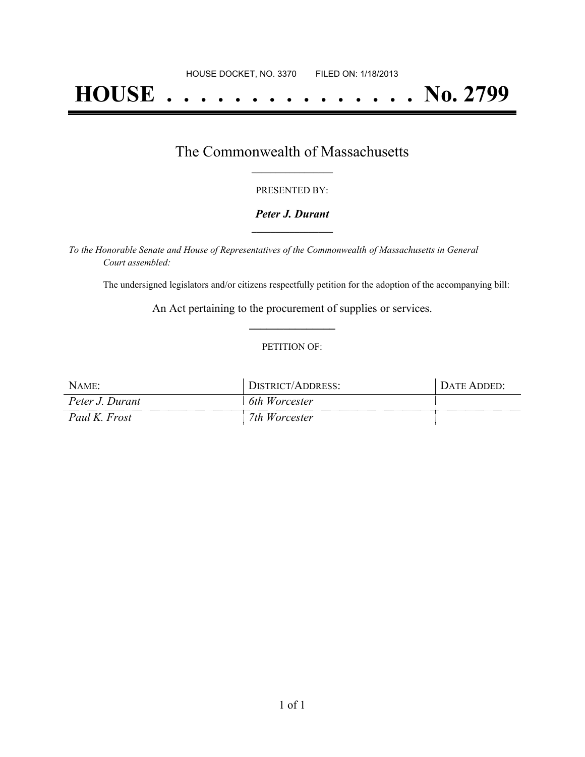HOUSE DOCKET, NO. 3370 FILED ON: 1/18/2013

# HOUSE . . . . . . . . . . . . . . . No. 2799

## The Commonwealth of Massachusetts

PRESENTED BY:

***Peter J. Durant***

*To the Honorable Senate and House of Representatives of the Commonwealth of Massachusetts in General Court assembled:*

The undersigned legislators and/or citizens respectfully petition for the adoption of the accompanying bill:

An Act pertaining to the procurement of supplies or services.

PETITION OF:

| NAME: | DISTRICT/ADDRESS: | DATE ADDED: |
|---|---|---|
| *Peter J. Durant* | *6th Worcester* | |
| *Paul K. Frost* | *7th Worcester* | |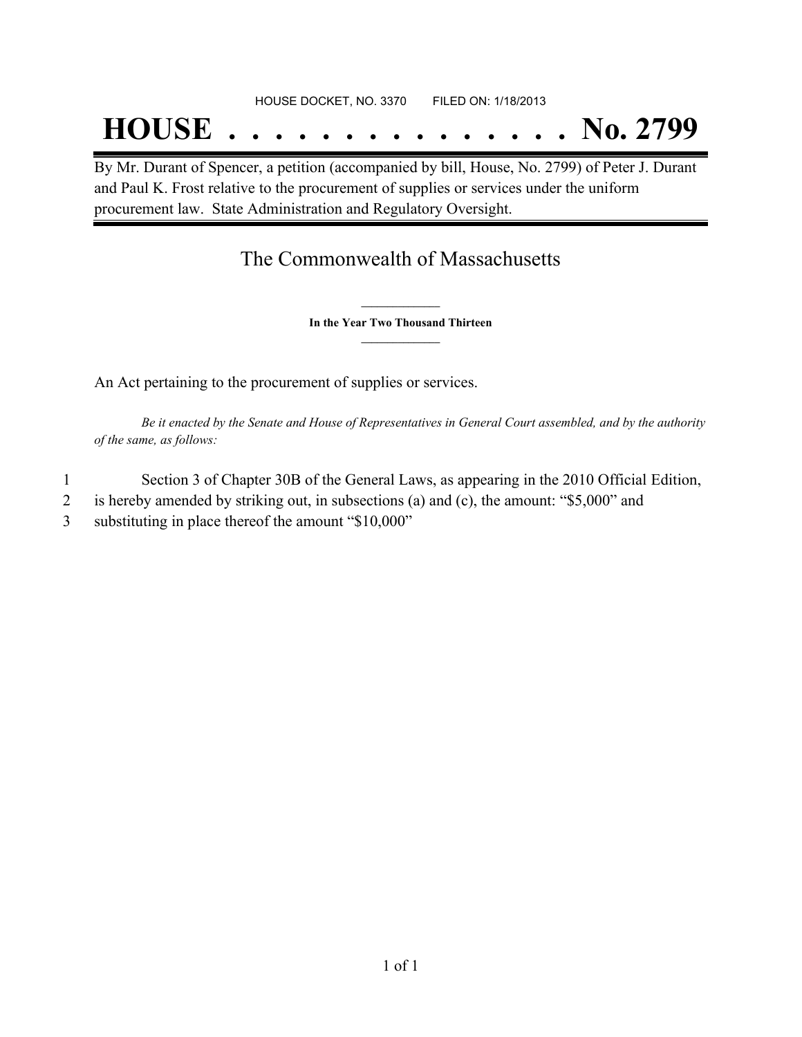HOUSE DOCKET, NO. 3370 FILED ON: 1/18/2013

# HOUSE . . . . . . . . . . . . . . . No. 2799

By Mr. Durant of Spencer, a petition (accompanied by bill, House, No. 2799) of Peter J. Durant and Paul K. Frost relative to the procurement of supplies or services under the uniform procurement law. State Administration and Regulatory Oversight.

## The Commonwealth of Massachusetts

**In the Year Two Thousand Thirteen**

An Act pertaining to the procurement of supplies or services.

*Be it enacted by the Senate and House of Representatives in General Court assembled, and by the authority of the same, as follows:*

1 Section 3 of Chapter 30B of the General Laws, as appearing in the 2010 Official Edition,
2 is hereby amended by striking out, in subsections (a) and (c), the amount: "$5,000" and
3 substituting in place thereof the amount "$10,000"